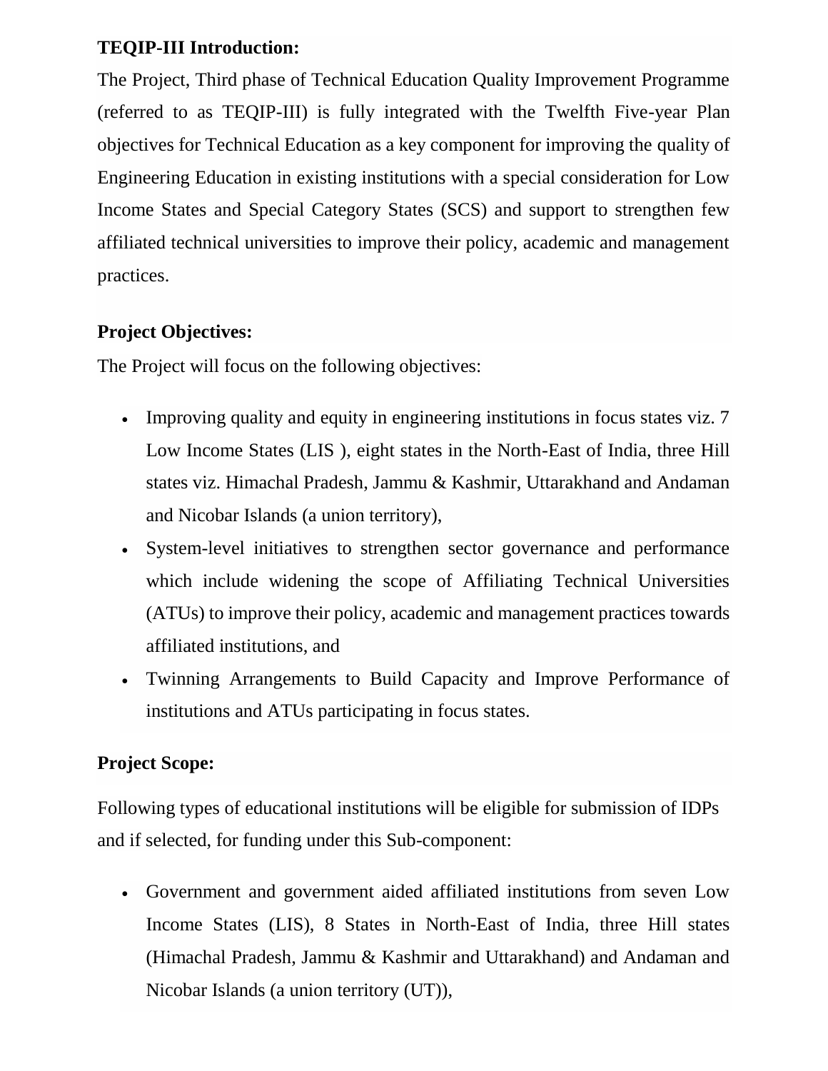**TEQIP-III Introduction:**

The Project, Third phase of Technical Education Quality Improvement Programme (referred to as TEQIP-III) is fully integrated with the Twelfth Five-year Plan objectives for Technical Education as a key component for improving the quality of Engineering Education in existing institutions with a special consideration for Low Income States and Special Category States (SCS) and support to strengthen few affiliated technical universities to improve their policy, academic and management practices.

**Project Objectives:**

The Project will focus on the following objectives:

- Improving quality and equity in engineering institutions in focus states viz. 7 Low Income States (LIS ), eight states in the North-East of India, three Hill states viz. Himachal Pradesh, Jammu & Kashmir, Uttarakhand and Andaman and Nicobar Islands (a union territory),
- System-level initiatives to strengthen sector governance and performance which include widening the scope of Affiliating Technical Universities (ATUs) to improve their policy, academic and management practices towards affiliated institutions, and
- Twinning Arrangements to Build Capacity and Improve Performance of institutions and ATUs participating in focus states.

**Project Scope:**

Following types of educational institutions will be eligible for submission of IDPs and if selected, for funding under this Sub-component:

- Government and government aided affiliated institutions from seven Low Income States (LIS), 8 States in North-East of India, three Hill states (Himachal Pradesh, Jammu & Kashmir and Uttarakhand) and Andaman and Nicobar Islands (a union territory (UT)),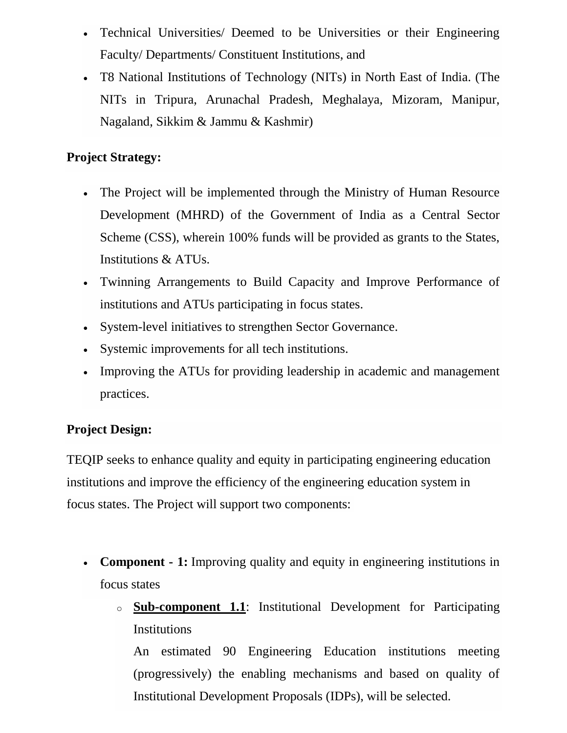- Technical Universities/ Deemed to be Universities or their Engineering Faculty/ Departments/ Constituent Institutions, and
- T8 National Institutions of Technology (NITs) in North East of India. (The NITs in Tripura, Arunachal Pradesh, Meghalaya, Mizoram, Manipur, Nagaland, Sikkim & Jammu & Kashmir)

**Project Strategy:**

- The Project will be implemented through the Ministry of Human Resource Development (MHRD) of the Government of India as a Central Sector Scheme (CSS), wherein 100% funds will be provided as grants to the States, Institutions & ATUs.
- Twinning Arrangements to Build Capacity and Improve Performance of institutions and ATUs participating in focus states.
- System-level initiatives to strengthen Sector Governance.
- Systemic improvements for all tech institutions.
- Improving the ATUs for providing leadership in academic and management practices.

**Project Design:**

TEQIP seeks to enhance quality and equity in participating engineering education institutions and improve the efficiency of the engineering education system in focus states. The Project will support two components:

- **Component - 1:** Improving quality and equity in engineering institutions in focus states
  - **<u>Sub-component 1.1</u>**: Institutional Development for Participating Institutions

    An estimated 90 Engineering Education institutions meeting (progressively) the enabling mechanisms and based on quality of Institutional Development Proposals (IDPs), will be selected.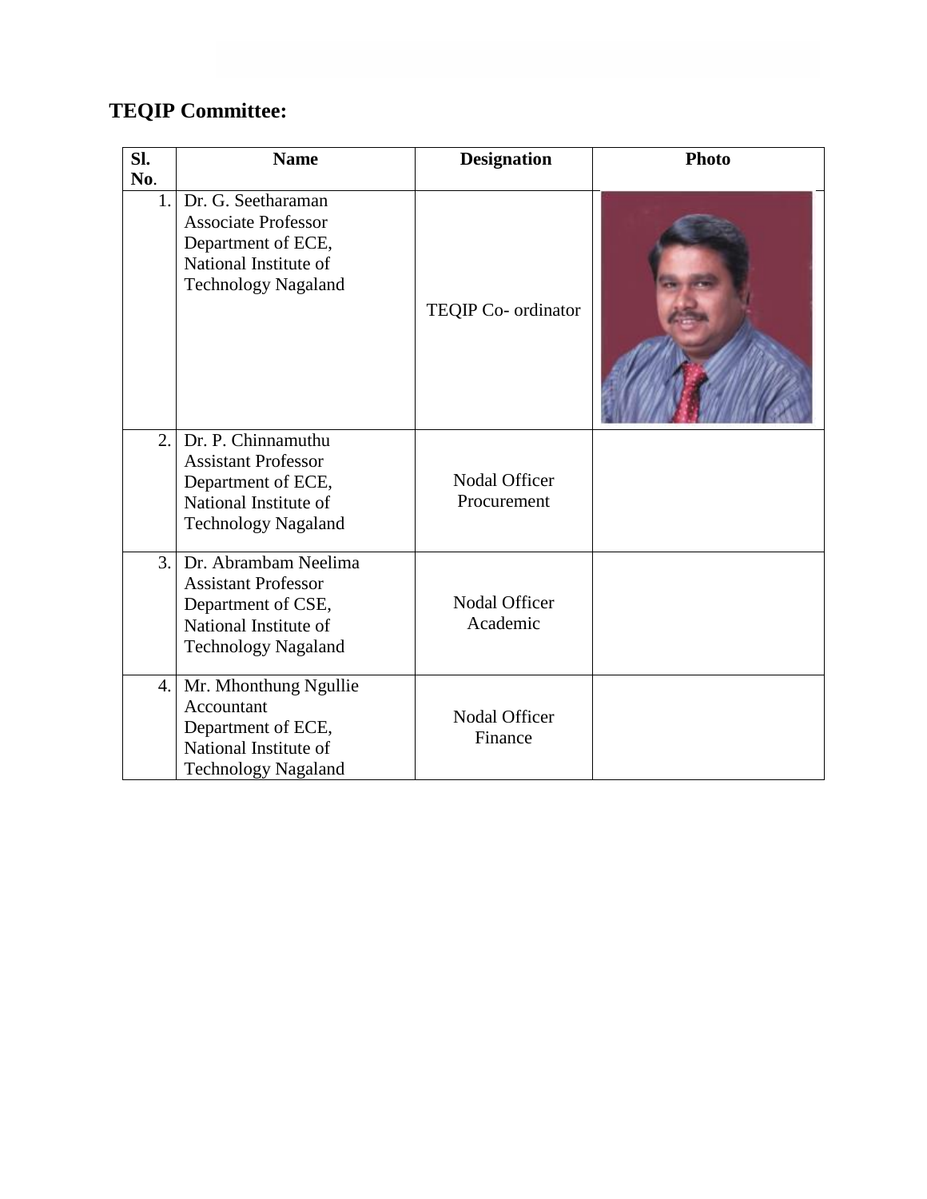## TEQIP Committee:

| Sl. No. | Name | Designation | Photo |
|---|---|---|---|
| 1. | Dr. G. Seetharaman<br>Associate Professor<br>Department of ECE,<br>National Institute of<br>Technology Nagaland | TEQIP Co- ordinator | |
| 2. | Dr. P. Chinnamuthu<br>Assistant Professor<br>Department of ECE,<br>National Institute of<br>Technology Nagaland | Nodal Officer<br>Procurement | |
| 3. | Dr. Abrambam Neelima<br>Assistant Professor<br>Department of CSE,<br>National Institute of<br>Technology Nagaland | Nodal Officer<br>Academic | |
| 4. | Mr. Mhonthung Ngullie<br>Accountant<br>Department of ECE,<br>National Institute of<br>Technology Nagaland | Nodal Officer<br>Finance | |